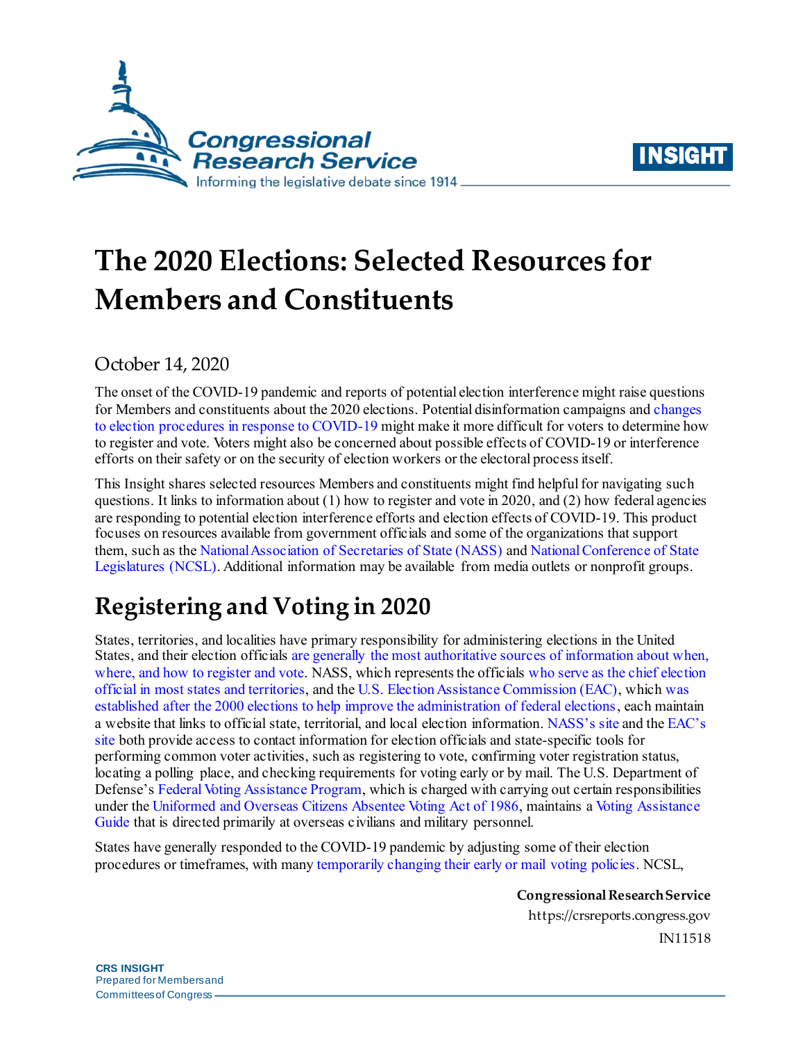# The 2020 Elections: Selected Resources for Members and Constituents

October 14, 2020

The onset of the COVID-19 pandemic and reports of potential election interference might raise questions for Members and constituents about the 2020 elections. Potential disinformation campaigns and changes to election procedures in response to COVID-19 might make it more difficult for voters to determine how to register and vote. Voters might also be concerned about possible effects of COVID-19 or interference efforts on their safety or on the security of election workers or the electoral process itself.

This Insight shares selected resources Members and constituents might find helpful for navigating such questions. It links to information about (1) how to register and vote in 2020, and (2) how federal agencies are responding to potential election interference efforts and election effects of COVID-19. This product focuses on resources available from government officials and some of the organizations that support them, such as the National Association of Secretaries of State (NASS) and National Conference of State Legislatures (NCSL). Additional information may be available from media outlets or nonprofit groups.

## Registering and Voting in 2020

States, territories, and localities have primary responsibility for administering elections in the United States, and their election officials are generally the most authoritative sources of information about when, where, and how to register and vote. NASS, which represents the officials who serve as the chief election official in most states and territories, and the U.S. Election Assistance Commission (EAC), which was established after the 2000 elections to help improve the administration of federal elections, each maintain a website that links to official state, territorial, and local election information. NASS's site and the EAC's site both provide access to contact information for election officials and state-specific tools for performing common voter activities, such as registering to vote, confirming voter registration status, locating a polling place, and checking requirements for voting early or by mail. The U.S. Department of Defense's Federal Voting Assistance Program, which is charged with carrying out certain responsibilities under the Uniformed and Overseas Citizens Absentee Voting Act of 1986, maintains a Voting Assistance Guide that is directed primarily at overseas civilians and military personnel.

States have generally responded to the COVID-19 pandemic by adjusting some of their election procedures or timeframes, with many temporarily changing their early or mail voting policies. NCSL,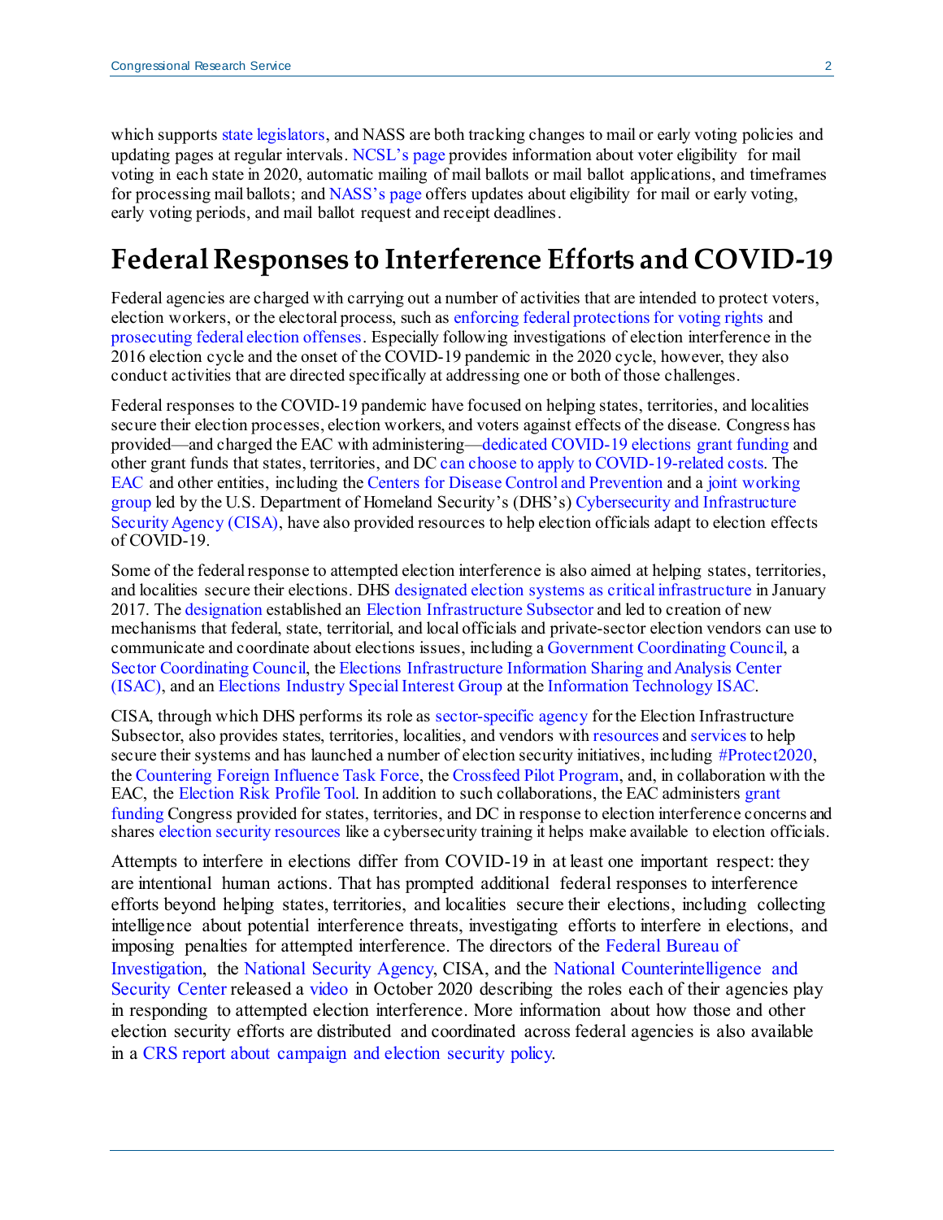which supports state legislators, and NASS are both tracking changes to mail or early voting policies and updating pages at regular intervals. NCSL's page provides information about voter eligibility for mail voting in each state in 2020, automatic mailing of mail ballots or mail ballot applications, and timeframes for processing mail ballots; and NASS's page offers updates about eligibility for mail or early voting, early voting periods, and mail ballot request and receipt deadlines.

# Federal Responses to Interference Efforts and COVID-19

Federal agencies are charged with carrying out a number of activities that are intended to protect voters, election workers, or the electoral process, such as enforcing federal protections for voting rights and prosecuting federal election offenses. Especially following investigations of election interference in the 2016 election cycle and the onset of the COVID-19 pandemic in the 2020 cycle, however, they also conduct activities that are directed specifically at addressing one or both of those challenges.

Federal responses to the COVID-19 pandemic have focused on helping states, territories, and localities secure their election processes, election workers, and voters against effects of the disease. Congress has provided—and charged the EAC with administering—dedicated COVID-19 elections grant funding and other grant funds that states, territories, and DC can choose to apply to COVID-19-related costs. The EAC and other entities, including the Centers for Disease Control and Prevention and a joint working group led by the U.S. Department of Homeland Security's (DHS's) Cybersecurity and Infrastructure Security Agency (CISA), have also provided resources to help election officials adapt to election effects of COVID-19.

Some of the federal response to attempted election interference is also aimed at helping states, territories, and localities secure their elections. DHS designated election systems as critical infrastructure in January 2017. The designation established an Election Infrastructure Subsector and led to creation of new mechanisms that federal, state, territorial, and local officials and private-sector election vendors can use to communicate and coordinate about elections issues, including a Government Coordinating Council, a Sector Coordinating Council, the Elections Infrastructure Information Sharing and Analysis Center (ISAC), and an Elections Industry Special Interest Group at the Information Technology ISAC.

CISA, through which DHS performs its role as sector-specific agency for the Election Infrastructure Subsector, also provides states, territories, localities, and vendors with resources and services to help secure their systems and has launched a number of election security initiatives, including #Protect2020, the Countering Foreign Influence Task Force, the Crossfeed Pilot Program, and, in collaboration with the EAC, the Election Risk Profile Tool. In addition to such collaborations, the EAC administers grant funding Congress provided for states, territories, and DC in response to election interference concerns and shares election security resources like a cybersecurity training it helps make available to election officials.

Attempts to interfere in elections differ from COVID-19 in at least one important respect: they are intentional human actions. That has prompted additional federal responses to interference efforts beyond helping states, territories, and localities secure their elections, including collecting intelligence about potential interference threats, investigating efforts to interfere in elections, and imposing penalties for attempted interference. The directors of the Federal Bureau of Investigation, the National Security Agency, CISA, and the National Counterintelligence and Security Center released a video in October 2020 describing the roles each of their agencies play in responding to attempted election interference. More information about how those and other election security efforts are distributed and coordinated across federal agencies is also available in a CRS report about campaign and election security policy.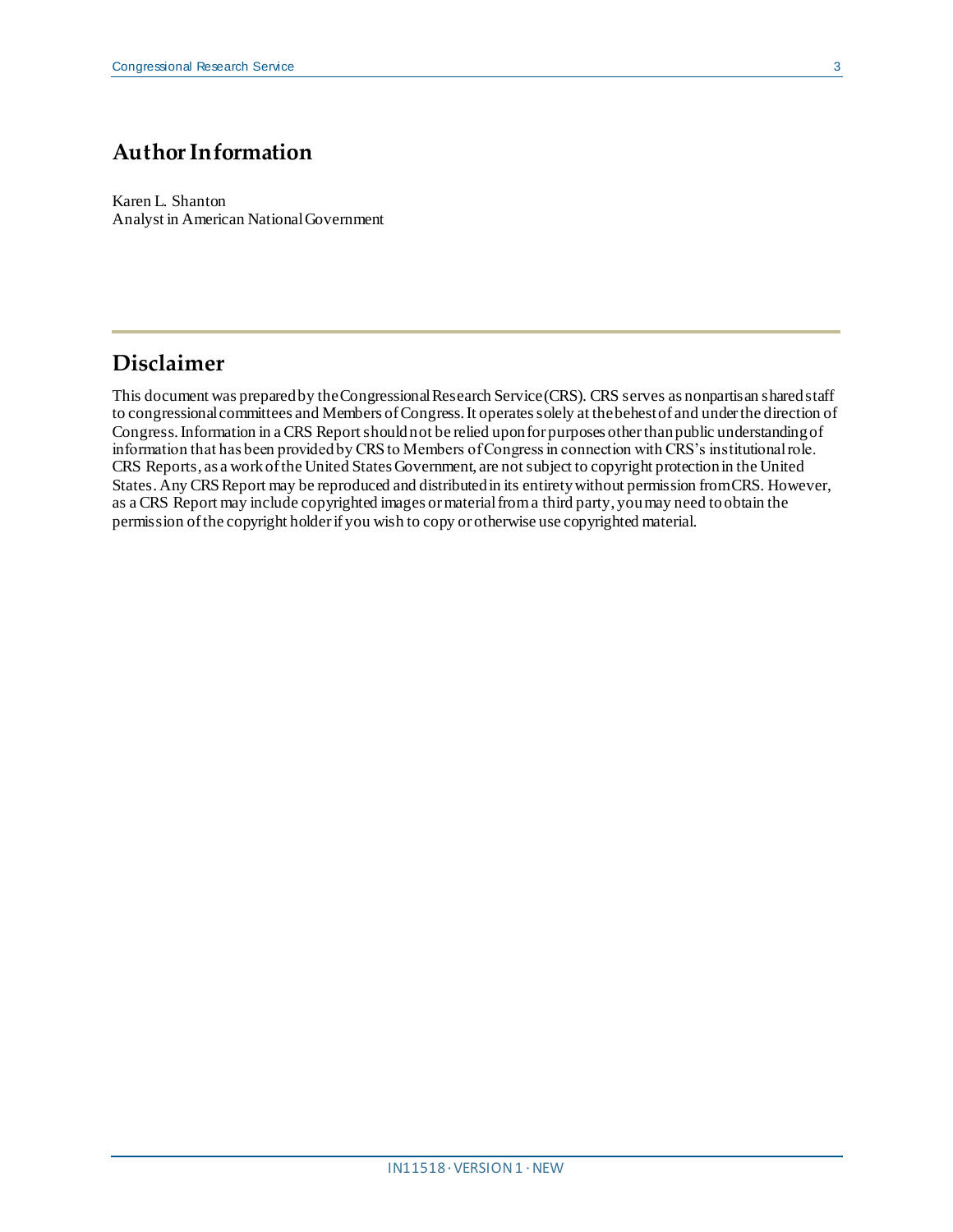## Author Information

Karen L. Shanton
Analyst in American National Government

## Disclaimer

This document was prepared by the Congressional Research Service (CRS). CRS serves as nonpartisan shared staff to congressional committees and Members of Congress. It operates solely at the behest of and under the direction of Congress. Information in a CRS Report should not be relied upon for purposes other than public understanding of information that has been provided by CRS to Members of Congress in connection with CRS's institutional role. CRS Reports, as a work of the United States Government, are not subject to copyright protection in the United States. Any CRS Report may be reproduced and distributed in its entirety without permission from CRS. However, as a CRS Report may include copyrighted images or material from a third party, you may need to obtain the permission of the copyright holder if you wish to copy or otherwise use copyrighted material.

IN11518 · VERSION 1 · NEW